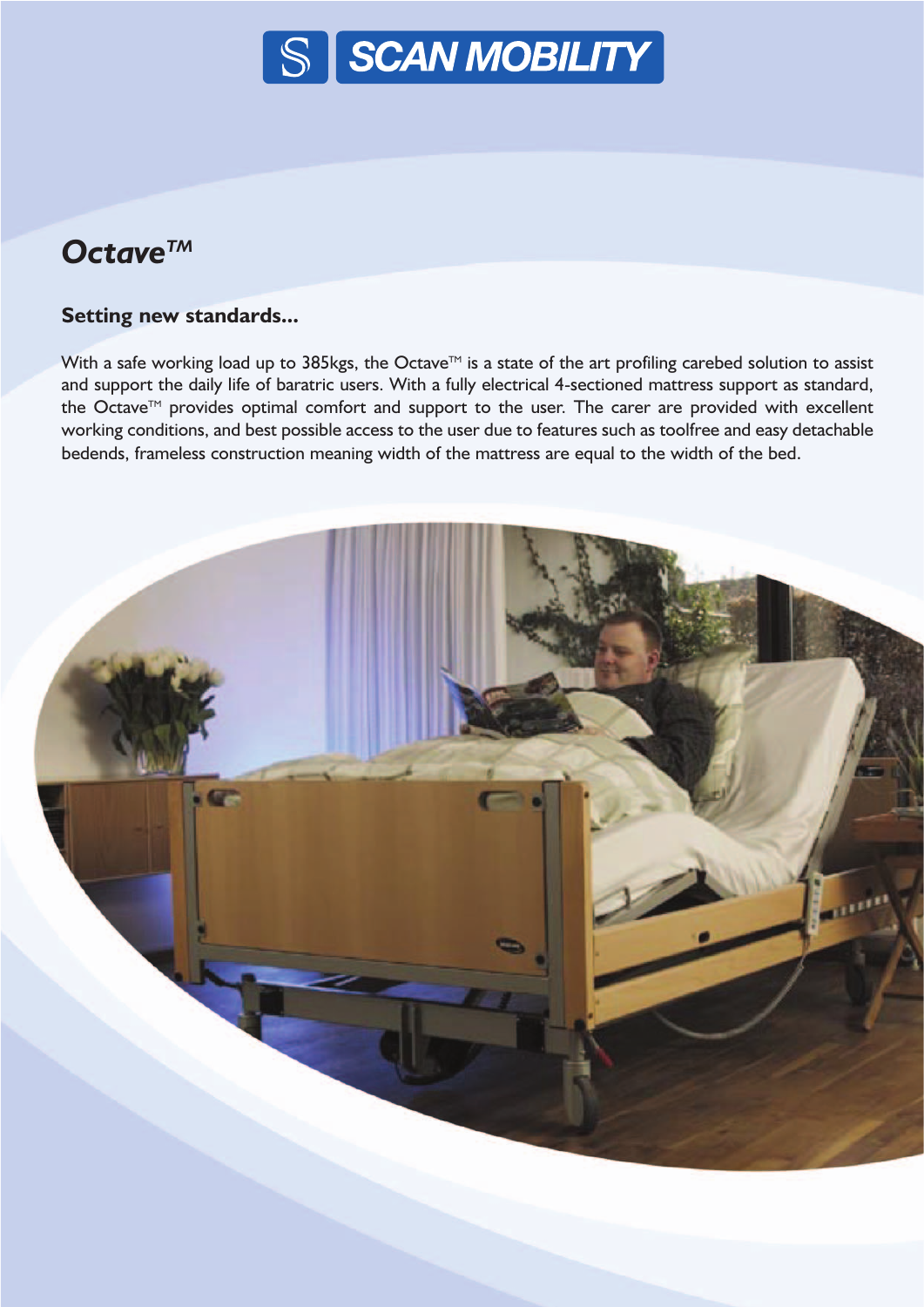SCAN MOBILITY

# Octave™

### Setting new standards...

With a safe working load up to 385kgs, the Octave™ is a state of the art profiling carebed solution to assist and support the daily life of baratric users. With a fully electrical 4-sectioned mattress support as standard, the Octave™ provides optimal comfort and support to the user. The carer are provided with excellent working conditions, and best possible access to the user due to features such as toolfree and easy detachable bedends, frameless construction meaning width of the mattress are equal to the width of the bed.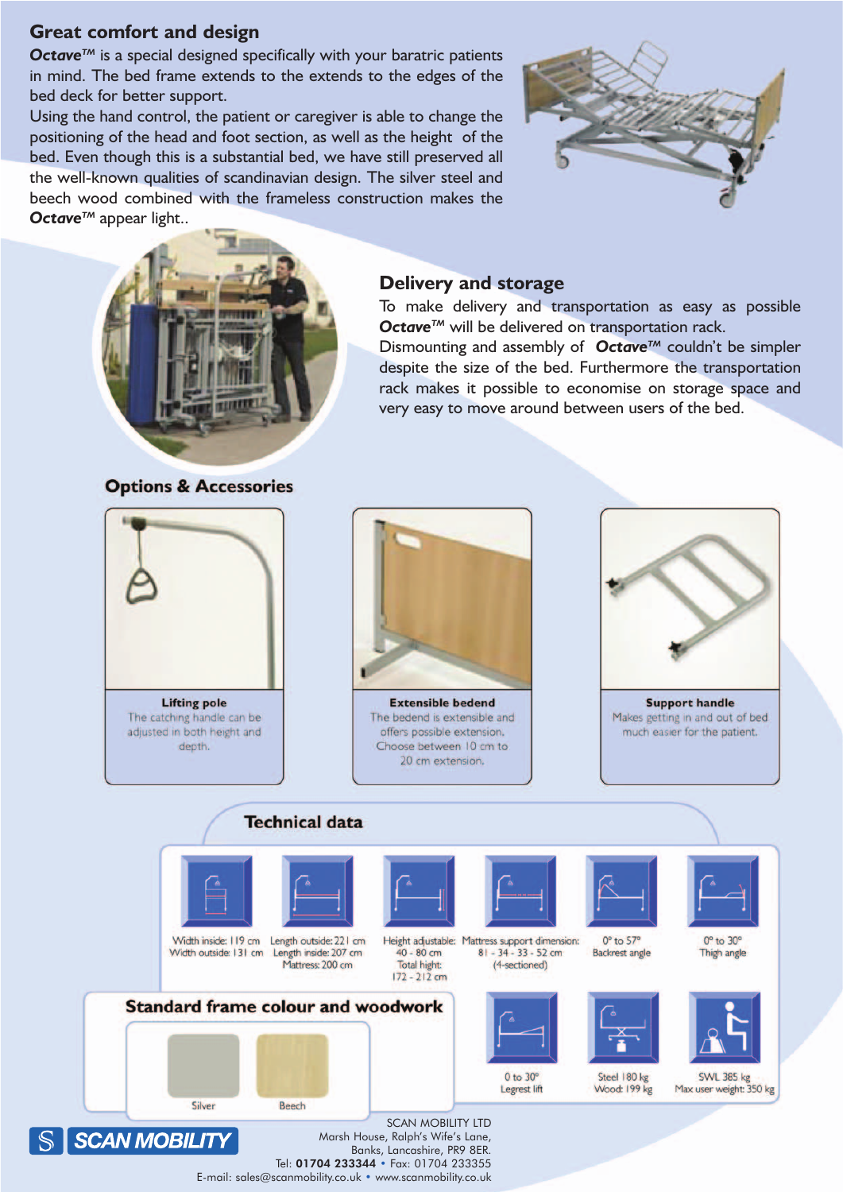## Great comfort and design

***Octave***™ is a special designed specifically with your baratric patients in mind. The bed frame extends to the extends to the edges of the bed deck for better support.

Using the hand control, the patient or caregiver is able to change the positioning of the head and foot section, as well as the height of the bed. Even though this is a substantial bed, we have still preserved all the well-known qualities of scandinavian design. The silver steel and beech wood combined with the frameless construction makes the ***Octave***™ appear light..

## Delivery and storage

To make delivery and transportation as easy as possible ***Octave***™ will be delivered on transportation rack.

Dismounting and assembly of ***Octave***™ couldn't be simpler despite the size of the bed. Furthermore the transportation rack makes it possible to economise on storage space and very easy to move around between users of the bed.

## Options & Accessories

**Lifting pole**
The catching handle can be adjusted in both height and depth.

**Extensible bedend**
The bedend is extensible and offers possible extension. Choose between 10 cm to 20 cm extension.

**Support handle**
Makes getting in and out of bed much easier for the patient.

## Technical data

Width inside: 119 cm
Width outside: 131 cm

Length outside: 221 cm
Length inside: 207 cm
Mattress: 200 cm

Height adjustable: 40 - 80 cm
Total hight: 172 - 212 cm

Mattress support dimension: 81 - 34 - 33 - 52 cm (4-sectioned)

0° to 57°
Backrest angle

0° to 30°
Thigh angle

0 to 30°
Legrest lift

Steel 180 kg
Wood: 199 kg

SWL 385 kg
Max user weight: 350 kg

## Standard frame colour and woodwork

Silver

Beech

SCAN MOBILITY

SCAN MOBILITY LTD
Marsh House, Ralph's Wife's Lane,
Banks, Lancashire, PR9 8ER.
Tel: **01704 233344** • Fax: 01704 233355
E-mail: sales@scanmobility.co.uk • www.scanmobility.co.uk